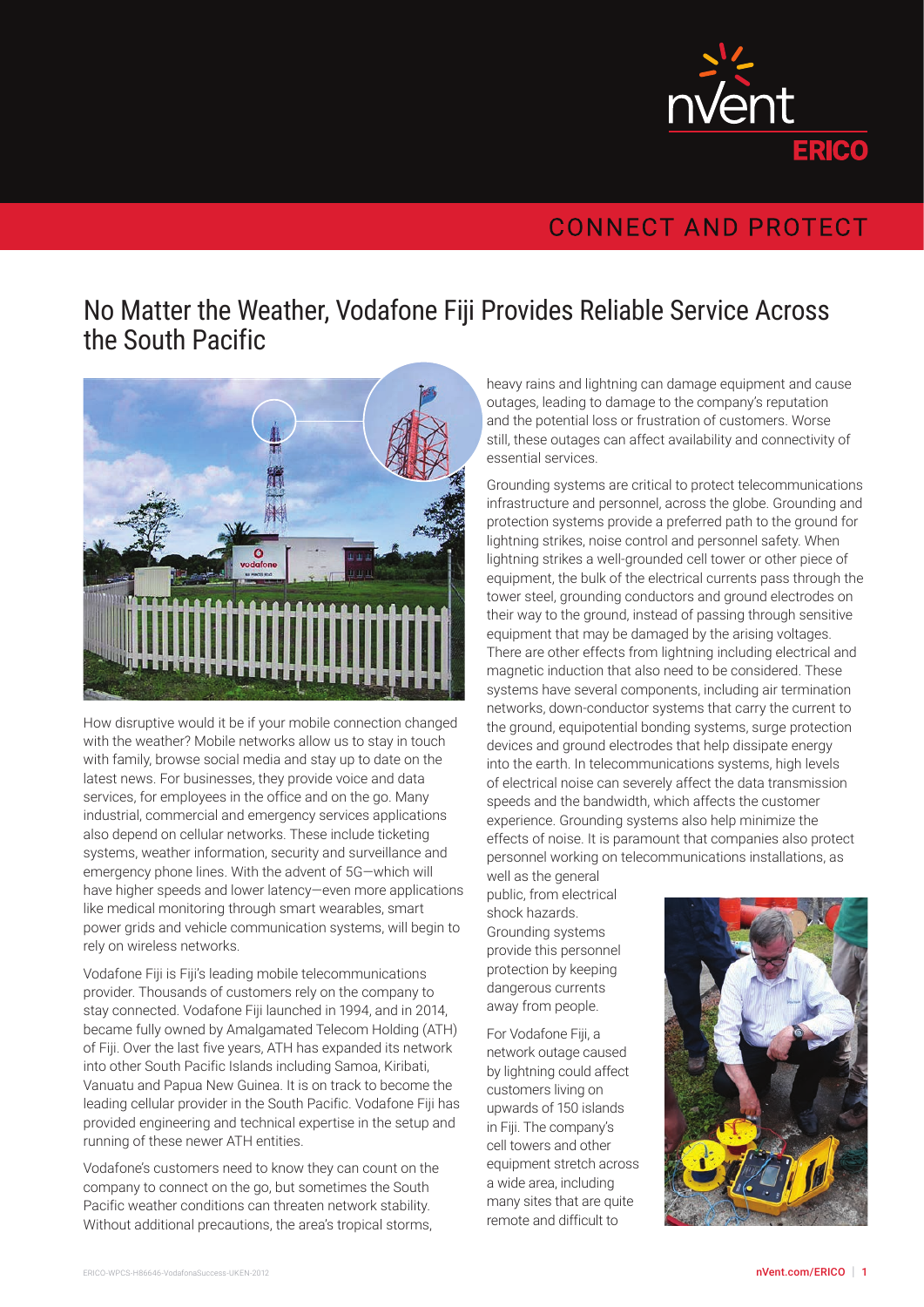# No Matter the Weather, Vodafone Fiji Provides Reliable Service Across the South Pacific

How disruptive would it be if your mobile connection changed with the weather? Mobile networks allow us to stay in touch with family, browse social media and stay up to date on the latest news. For businesses, they provide voice and data services, for employees in the office and on the go. Many industrial, commercial and emergency services applications also depend on cellular networks. These include ticketing systems, weather information, security and surveillance and emergency phone lines. With the advent of 5G—which will have higher speeds and lower latency—even more applications like medical monitoring through smart wearables, smart power grids and vehicle communication systems, will begin to rely on wireless networks.

Vodafone Fiji is Fiji's leading mobile telecommunications provider. Thousands of customers rely on the company to stay connected. Vodafone Fiji launched in 1994, and in 2014, became fully owned by Amalgamated Telecom Holding (ATH) of Fiji. Over the last five years, ATH has expanded its network into other South Pacific Islands including Samoa, Kiribati, Vanuatu and Papua New Guinea. It is on track to become the leading cellular provider in the South Pacific. Vodafone Fiji has provided engineering and technical expertise in the setup and running of these newer ATH entities.

Vodafone's customers need to know they can count on the company to connect on the go, but sometimes the South Pacific weather conditions can threaten network stability. Without additional precautions, the area's tropical storms, heavy rains and lightning can damage equipment and cause outages, leading to damage to the company's reputation and the potential loss or frustration of customers. Worse still, these outages can affect availability and connectivity of essential services.

Grounding systems are critical to protect telecommunications infrastructure and personnel, across the globe. Grounding and protection systems provide a preferred path to the ground for lightning strikes, noise control and personnel safety. When lightning strikes a well-grounded cell tower or other piece of equipment, the bulk of the electrical currents pass through the tower steel, grounding conductors and ground electrodes on their way to the ground, instead of passing through sensitive equipment that may be damaged by the arising voltages. There are other effects from lightning including electrical and magnetic induction that also need to be considered. These systems have several components, including air termination networks, down-conductor systems that carry the current to the ground, equipotential bonding systems, surge protection devices and ground electrodes that help dissipate energy into the earth. In telecommunications systems, high levels of electrical noise can severely affect the data transmission speeds and the bandwidth, which affects the customer experience. Grounding systems also help minimize the effects of noise. It is paramount that companies also protect personnel working on telecommunications installations, as well as the general public, from electrical shock hazards. Grounding systems provide this personnel protection by keeping dangerous currents away from people.

For Vodafone Fiji, a network outage caused by lightning could affect customers living on upwards of 150 islands in Fiji. The company's cell towers and other equipment stretch across a wide area, including many sites that are quite remote and difficult to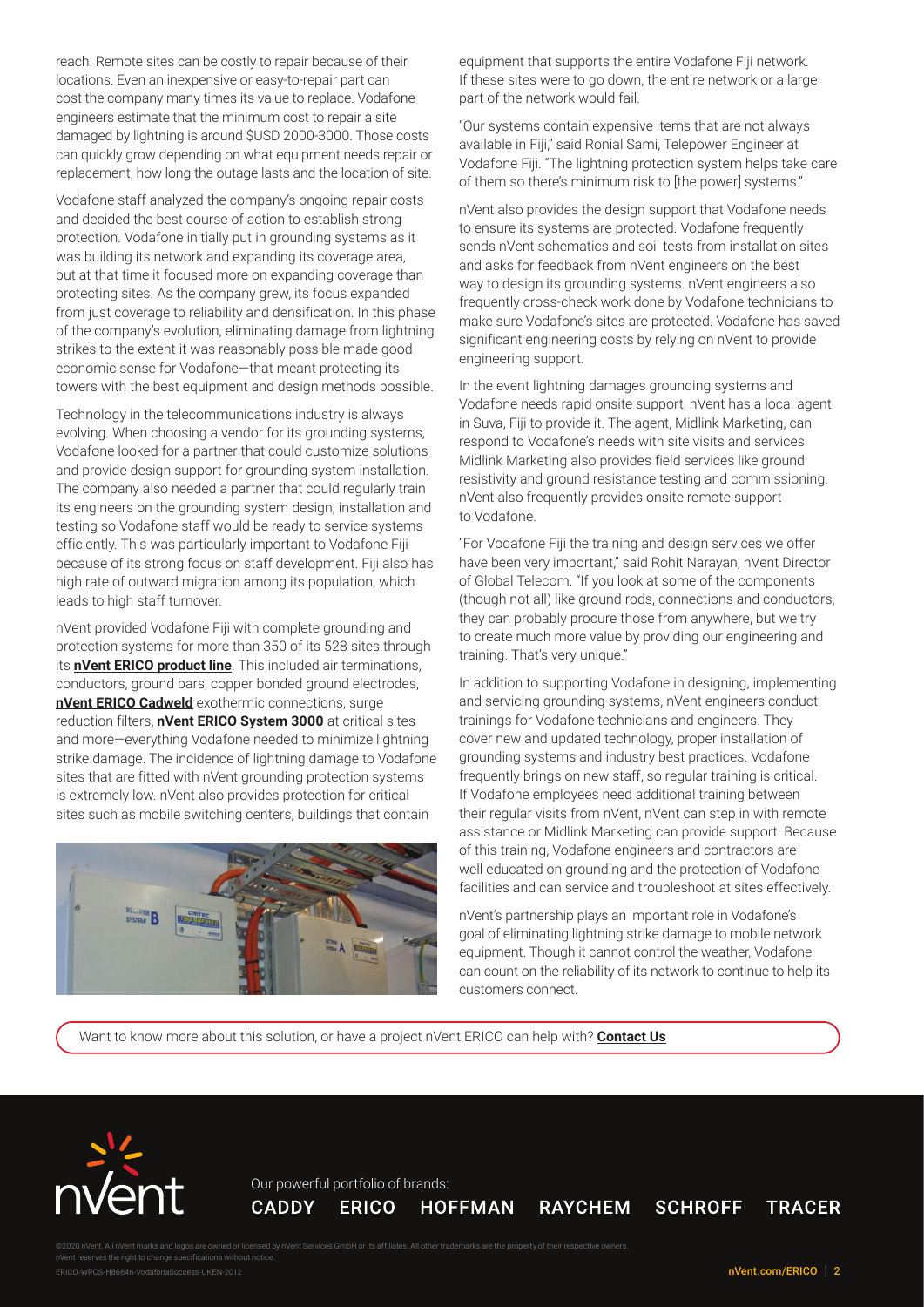reach. Remote sites can be costly to repair because of their locations. Even an inexpensive or easy-to-repair part can cost the company many times its value to replace. Vodafone engineers estimate that the minimum cost to repair a site damaged by lightning is around $USD 2000-3000. Those costs can quickly grow depending on what equipment needs repair or replacement, how long the outage lasts and the location of site.

Vodafone staff analyzed the company's ongoing repair costs and decided the best course of action to establish strong protection. Vodafone initially put in grounding systems as it was building its network and expanding its coverage area, but at that time it focused more on expanding coverage than protecting sites. As the company grew, its focus expanded from just coverage to reliability and densification. In this phase of the company's evolution, eliminating damage from lightning strikes to the extent it was reasonably possible made good economic sense for Vodafone—that meant protecting its towers with the best equipment and design methods possible.

Technology in the telecommunications industry is always evolving. When choosing a vendor for its grounding systems, Vodafone looked for a partner that could customize solutions and provide design support for grounding system installation. The company also needed a partner that could regularly train its engineers on the grounding system design, installation and testing so Vodafone staff would be ready to service systems efficiently. This was particularly important to Vodafone Fiji because of its strong focus on staff development. Fiji also has high rate of outward migration among its population, which leads to high staff turnover.

nVent provided Vodafone Fiji with complete grounding and protection systems for more than 350 of its 528 sites through its **nVent ERICO product line**. This included air terminations, conductors, ground bars, copper bonded ground electrodes, **nVent ERICO Cadweld** exothermic connections, surge reduction filters, **nVent ERICO System 3000** at critical sites and more—everything Vodafone needed to minimize lightning strike damage. The incidence of lightning damage to Vodafone sites that are fitted with nVent grounding protection systems is extremely low. nVent also provides protection for critical sites such as mobile switching centers, buildings that contain equipment that supports the entire Vodafone Fiji network. If these sites were to go down, the entire network or a large part of the network would fail.

"Our systems contain expensive items that are not always available in Fiji," said Ronial Sami, Telepower Engineer at Vodafone Fiji. "The lightning protection system helps take care of them so there's minimum risk to [the power] systems."

nVent also provides the design support that Vodafone needs to ensure its systems are protected. Vodafone frequently sends nVent schematics and soil tests from installation sites and asks for feedback from nVent engineers on the best way to design its grounding systems. nVent engineers also frequently cross-check work done by Vodafone technicians to make sure Vodafone's sites are protected. Vodafone has saved significant engineering costs by relying on nVent to provide engineering support.

In the event lightning damages grounding systems and Vodafone needs rapid onsite support, nVent has a local agent in Suva, Fiji to provide it. The agent, Midlink Marketing, can respond to Vodafone's needs with site visits and services. Midlink Marketing also provides field services like ground resistivity and ground resistance testing and commissioning. nVent also frequently provides onsite remote support to Vodafone.

"For Vodafone Fiji the training and design services we offer have been very important," said Rohit Narayan, nVent Director of Global Telecom. "If you look at some of the components (though not all) like ground rods, connections and conductors, they can probably procure those from anywhere, but we try to create much more value by providing our engineering and training. That's very unique."

In addition to supporting Vodafone in designing, implementing and servicing grounding systems, nVent engineers conduct trainings for Vodafone technicians and engineers. They cover new and updated technology, proper installation of grounding systems and industry best practices. Vodafone frequently brings on new staff, so regular training is critical. If Vodafone employees need additional training between their regular visits from nVent, nVent can step in with remote assistance or Midlink Marketing can provide support. Because of this training, Vodafone engineers and contractors are well educated on grounding and the protection of Vodafone facilities and can service and troubleshoot at sites effectively.

nVent's partnership plays an important role in Vodafone's goal of eliminating lightning strike damage to mobile network equipment. Though it cannot control the weather, Vodafone can count on the reliability of its network to continue to help its customers connect.

Want to know more about this solution, or have a project nVent ERICO can help with? **Contact Us**

Our powerful portfolio of brands:
CADDY ERICO HOFFMAN RAYCHEM SCHROFF TRACER

©2020 nVent. All nVent marks and logos are owned or licensed by nVent Services GmbH or its affiliates. All other trademarks are the property of their respective owners. nVent reserves the right to change specifications without notice.

ERICO-WPCS-H86646-VodafoneSuccess-UKEN-2012

nVent.com/ERICO